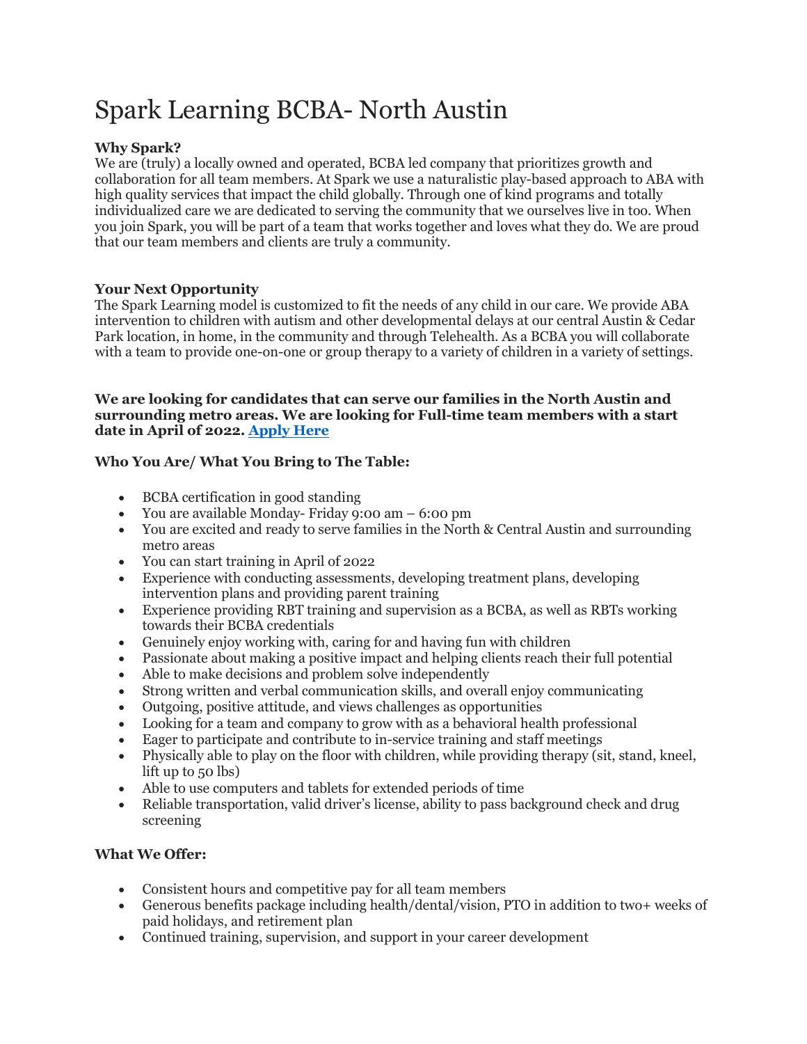# Spark Learning BCBA- North Austin

**Why Spark?**
We are (truly) a locally owned and operated, BCBA led company that prioritizes growth and collaboration for all team members. At Spark we use a naturalistic play-based approach to ABA with high quality services that impact the child globally. Through one of kind programs and totally individualized care we are dedicated to serving the community that we ourselves live in too. When you join Spark, you will be part of a team that works together and loves what they do. We are proud that our team members and clients are truly a community.

**Your Next Opportunity**
The Spark Learning model is customized to fit the needs of any child in our care. We provide ABA intervention to children with autism and other developmental delays at our central Austin & Cedar Park location, in home, in the community and through Telehealth. As a BCBA you will collaborate with a team to provide one-on-one or group therapy to a variety of children in a variety of settings.

**We are looking for candidates that can serve our families in the North Austin and surrounding metro areas. We are looking for Full-time team members with a start date in April of 2022. [Apply Here]**

**Who You Are/ What You Bring to The Table:**

- BCBA certification in good standing
- You are available Monday- Friday 9:00 am – 6:00 pm
- You are excited and ready to serve families in the North & Central Austin and surrounding metro areas
- You can start training in April of 2022
- Experience with conducting assessments, developing treatment plans, developing intervention plans and providing parent training
- Experience providing RBT training and supervision as a BCBA, as well as RBTs working towards their BCBA credentials
- Genuinely enjoy working with, caring for and having fun with children
- Passionate about making a positive impact and helping clients reach their full potential
- Able to make decisions and problem solve independently
- Strong written and verbal communication skills, and overall enjoy communicating
- Outgoing, positive attitude, and views challenges as opportunities
- Looking for a team and company to grow with as a behavioral health professional
- Eager to participate and contribute to in-service training and staff meetings
- Physically able to play on the floor with children, while providing therapy (sit, stand, kneel, lift up to 50 lbs)
- Able to use computers and tablets for extended periods of time
- Reliable transportation, valid driver's license, ability to pass background check and drug screening

**What We Offer:**

- Consistent hours and competitive pay for all team members
- Generous benefits package including health/dental/vision, PTO in addition to two+ weeks of paid holidays, and retirement plan
- Continued training, supervision, and support in your career development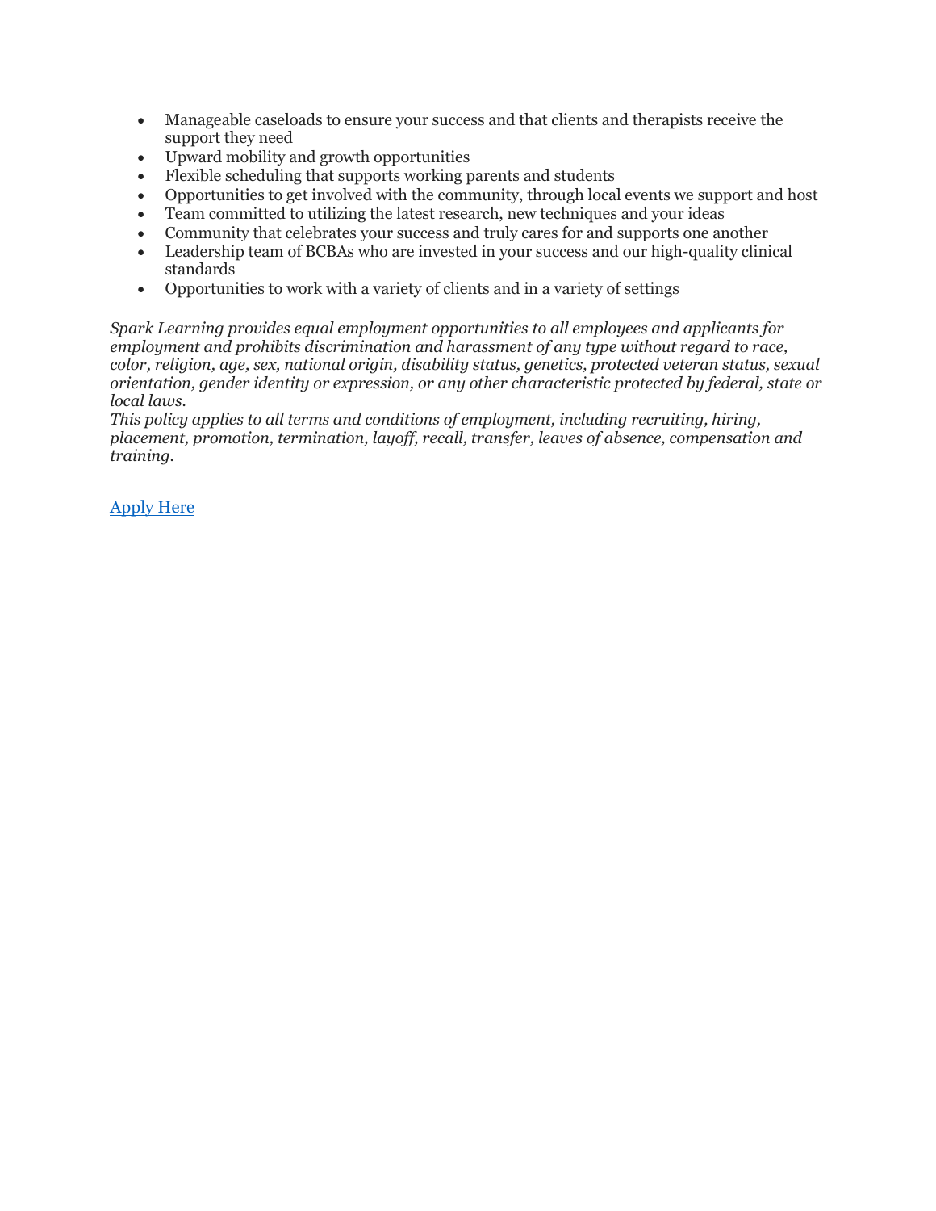- Manageable caseloads to ensure your success and that clients and therapists receive the support they need
- Upward mobility and growth opportunities
- Flexible scheduling that supports working parents and students
- Opportunities to get involved with the community, through local events we support and host
- Team committed to utilizing the latest research, new techniques and your ideas
- Community that celebrates your success and truly cares for and supports one another
- Leadership team of BCBAs who are invested in your success and our high-quality clinical standards
- Opportunities to work with a variety of clients and in a variety of settings

*Spark Learning provides equal employment opportunities to all employees and applicants for employment and prohibits discrimination and harassment of any type without regard to race, color, religion, age, sex, national origin, disability status, genetics, protected veteran status, sexual orientation, gender identity or expression, or any other characteristic protected by federal, state or local laws.*
*This policy applies to all terms and conditions of employment, including recruiting, hiring, placement, promotion, termination, layoff, recall, transfer, leaves of absence, compensation and training.*

Apply Here